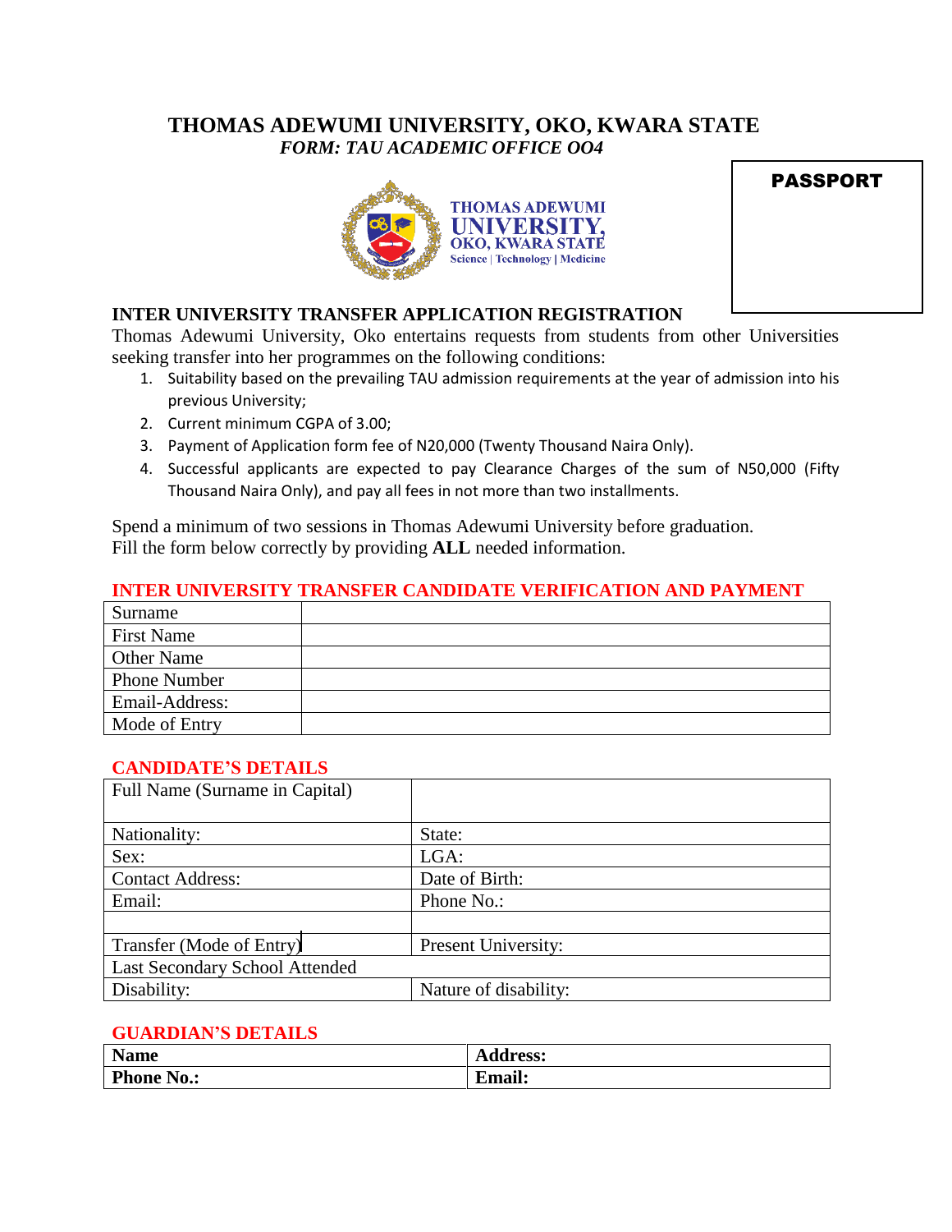# THOMAS ADEWUMI UNIVERSITY, OKO, KWARA STATE

*FORM: TAU ACADEMIC OFFICE OO4*

THOMAS ADEWUMI UNIVERSITY, OKO, KWARA STATE
Science | Technology | Medicine

PASSPORT

## INTER UNIVERSITY TRANSFER APPLICATION REGISTRATION

Thomas Adewumi University, Oko entertains requests from students from other Universities seeking transfer into her programmes on the following conditions:

1. Suitability based on the prevailing TAU admission requirements at the year of admission into his previous University;
2. Current minimum CGPA of 3.00;
3. Payment of Application form fee of N20,000 (Twenty Thousand Naira Only).
4. Successful applicants are expected to pay Clearance Charges of the sum of N50,000 (Fifty Thousand Naira Only), and pay all fees in not more than two installments.

Spend a minimum of two sessions in Thomas Adewumi University before graduation.
Fill the form below correctly by providing **ALL** needed information.

### INTER UNIVERSITY TRANSFER CANDIDATE VERIFICATION AND PAYMENT

| | |
|---|---|
| Surname | |
| First Name | |
| Other Name | |
| Phone Number | |
| Email-Address: | |
| Mode of Entry | |

### CANDIDATE'S DETAILS

| | |
|---|---|
| Full Name (Surname in Capital) | |
| Nationality: | State: |
| Sex: | LGA: |
| Contact Address: | Date of Birth: |
| Email: | Phone No.: |
| | |
| Transfer (Mode of Entry) | Present University: |
| Last Secondary School Attended | |
| Disability: | Nature of disability: |

### GUARDIAN'S DETAILS

| | |
|---|---|
| **Name** | **Address:** |
| **Phone No.:** | **Email:** |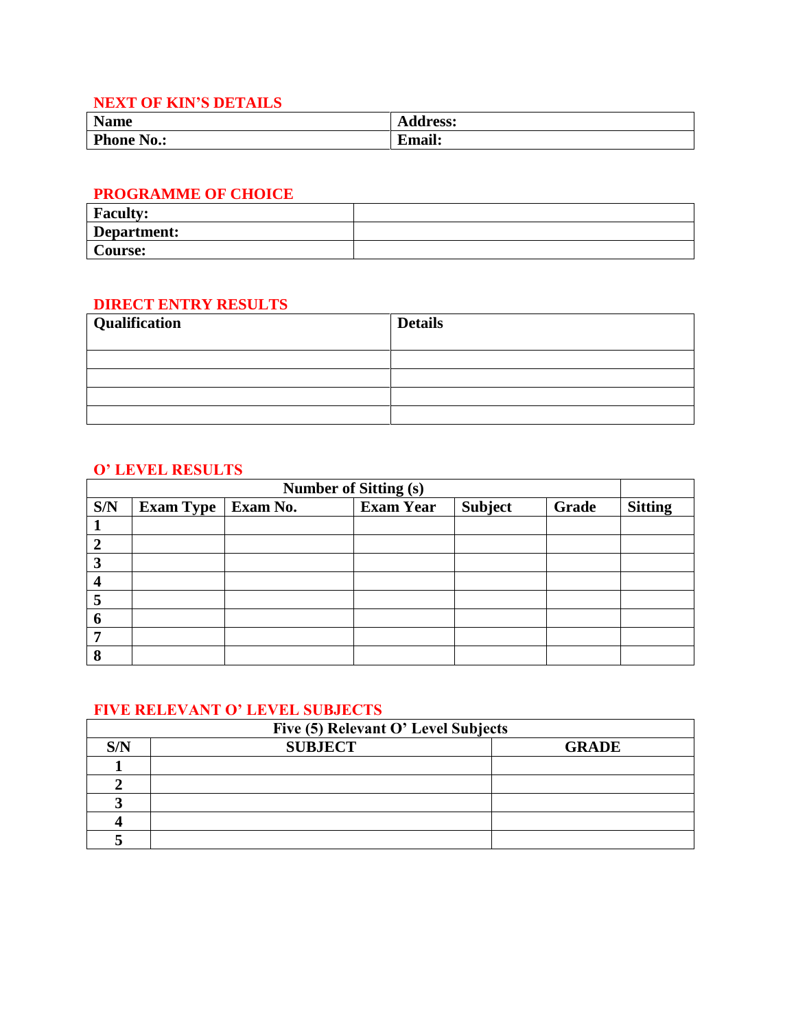## NEXT OF KIN'S DETAILS

| **Name** | **Address:** |
|---|---|
| **Phone No.:** | **Email:** |

## PROGRAMME OF CHOICE

| **Faculty:** | |
|---|---|
| **Department:** | |
| **Course:** | |

## DIRECT ENTRY RESULTS

| **Qualification** | **Details** |
|---|---|
| | |
| | |
| | |
| | |

## O' LEVEL RESULTS

| **Number of Sitting (s)** | | | | | | |
|---|---|---|---|---|---|---|
| **S/N** | **Exam Type** | **Exam No.** | **Exam Year** | **Subject** | **Grade** | **Sitting** |
| **1** | | | | | | |
| **2** | | | | | | |
| **3** | | | | | | |
| **4** | | | | | | |
| **5** | | | | | | |
| **6** | | | | | | |
| **7** | | | | | | |
| **8** | | | | | | |

## FIVE RELEVANT O' LEVEL SUBJECTS

| **Five (5) Relevant O' Level Subjects** | | |
|---|---|---|
| **S/N** | **SUBJECT** | **GRADE** |
| **1** | | |
| **2** | | |
| **3** | | |
| **4** | | |
| **5** | | |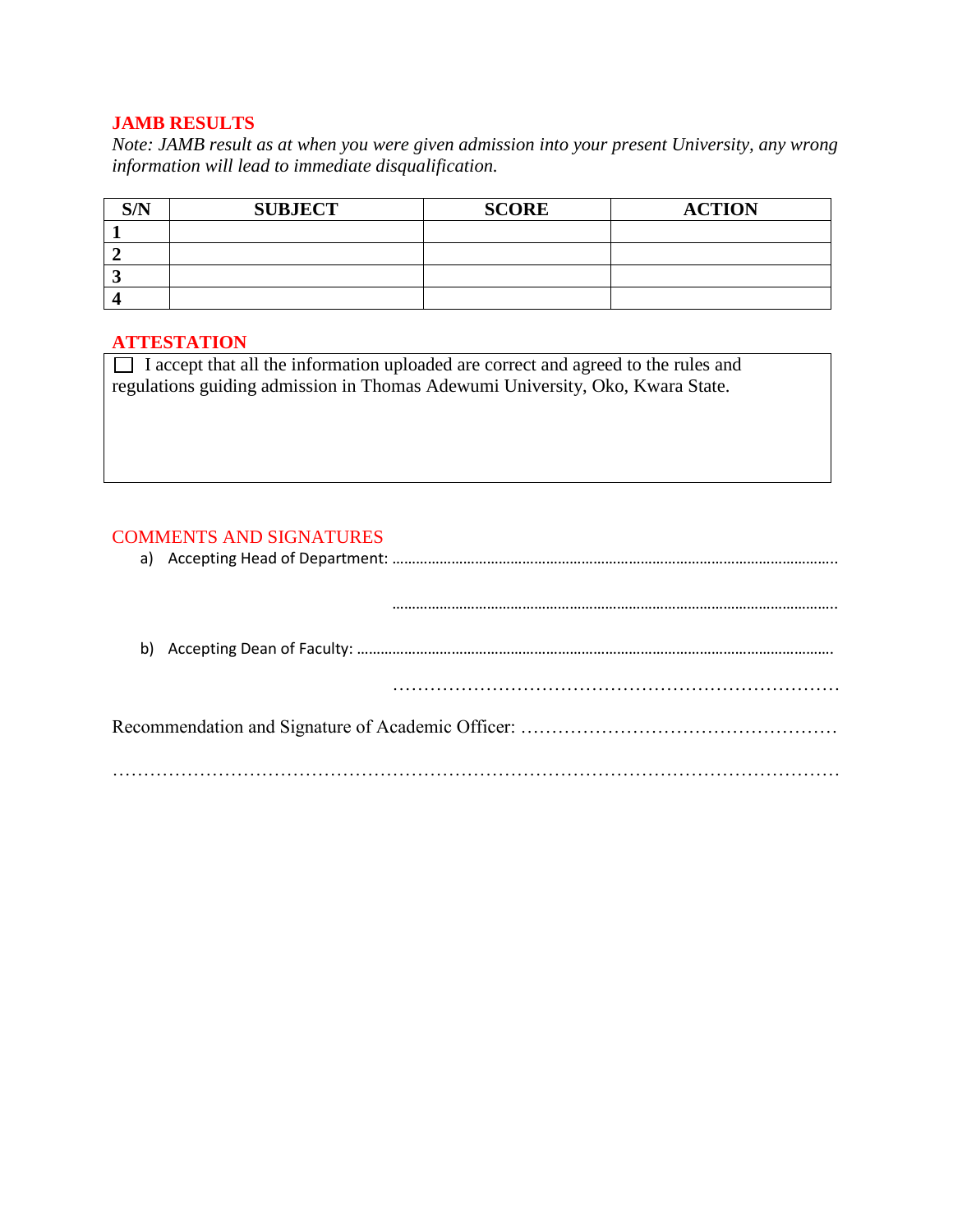## JAMB RESULTS

*Note: JAMB result as at when you were given admission into your present University, any wrong information will lead to immediate disqualification.*

| S/N | SUBJECT | SCORE | ACTION |
|---|---|---|---|
| 1 | | | |
| 2 | | | |
| 3 | | | |
| 4 | | | |

## ATTESTATION

☐ I accept that all the information uploaded are correct and agreed to the rules and regulations guiding admission in Thomas Adewumi University, Oko, Kwara State.

## COMMENTS AND SIGNATURES

a) Accepting Head of Department: ……………………………………………………………………………………………………

……………………………………………………………………………………………………

b) Accepting Dean of Faculty: ……………………………………………………………………………………………………………

……………………………………………………………………

Recommendation and Signature of Academic Officer: ……………………………………………

……………………………………………………………………………………………………………